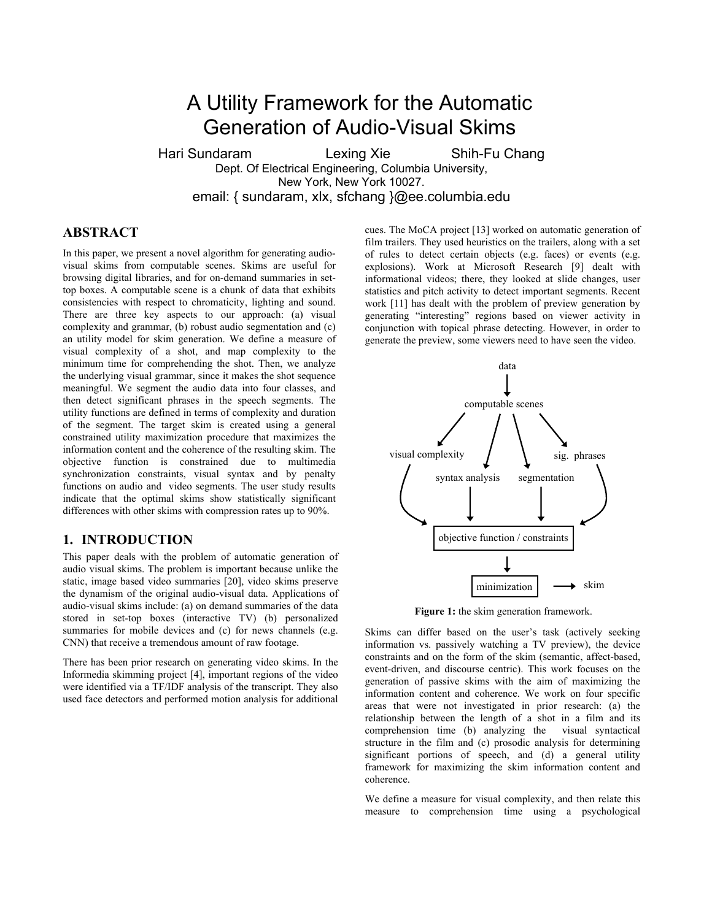# A Utility Framework for the Automatic Generation of Audio-Visual Skims

Hari Sundaram Lexing Xie Shih-Fu Chang

Dept. Of Electrical Engineering, Columbia University,
New York, New York 10027.

email: { sundaram, xlx, sfchang }@ee.columbia.edu

## ABSTRACT

In this paper, we present a novel algorithm for generating audio-visual skims from computable scenes. Skims are useful for browsing digital libraries, and for on-demand summaries in set-top boxes. A computable scene is a chunk of data that exhibits consistencies with respect to chromaticity, lighting and sound. There are three key aspects to our approach: (a) visual complexity and grammar, (b) robust audio segmentation and (c) an utility model for skim generation. We define a measure of visual complexity of a shot, and map complexity to the minimum time for comprehending the shot. Then, we analyze the underlying visual grammar, since it makes the shot sequence meaningful. We segment the audio data into four classes, and then detect significant phrases in the speech segments. The utility functions are defined in terms of complexity and duration of the segment. The target skim is created using a general constrained utility maximization procedure that maximizes the information content and the coherence of the resulting skim. The objective function is constrained due to multimedia synchronization constraints, visual syntax and by penalty functions on audio and video segments. The user study results indicate that the optimal skims show statistically significant differences with other skims with compression rates up to 90%.

## 1. INTRODUCTION

This paper deals with the problem of automatic generation of audio visual skims. The problem is important because unlike the static, image based video summaries [20], video skims preserve the dynamism of the original audio-visual data. Applications of audio-visual skims include: (a) on demand summaries of the data stored in set-top boxes (interactive TV) (b) personalized summaries for mobile devices and (c) for news channels (e.g. CNN) that receive a tremendous amount of raw footage.

There has been prior research on generating video skims. In the Informedia skimming project [4], important regions of the video were identified via a TF/IDF analysis of the transcript. They also used face detectors and performed motion analysis for additional cues. The MoCA project [13] worked on automatic generation of film trailers. They used heuristics on the trailers, along with a set of rules to detect certain objects (e.g. faces) or events (e.g. explosions). Work at Microsoft Research [9] dealt with informational videos; there, they looked at slide changes, user statistics and pitch activity to detect important segments. Recent work [11] has dealt with the problem of preview generation by generating "interesting" regions based on viewer activity in conjunction with topical phrase detecting. However, in order to generate the preview, some viewers need to have seen the video.

data → computable scenes → visual complexity, syntax analysis, segmentation, sig. phrases → objective function / constraints → minimization → skim

**Figure 1:** the skim generation framework.

Skims can differ based on the user's task (actively seeking information vs. passively watching a TV preview), the device constraints and on the form of the skim (semantic, affect-based, event-driven, and discourse centric). This work focuses on the generation of passive skims with the aim of maximizing the information content and coherence. We work on four specific areas that were not investigated in prior research: (a) the relationship between the length of a shot in a film and its comprehension time (b) analyzing the visual syntactical structure in the film and (c) prosodic analysis for determining significant portions of speech, and (d) a general utility framework for maximizing the skim information content and coherence.

We define a measure for visual complexity, and then relate this measure to comprehension time using a psychological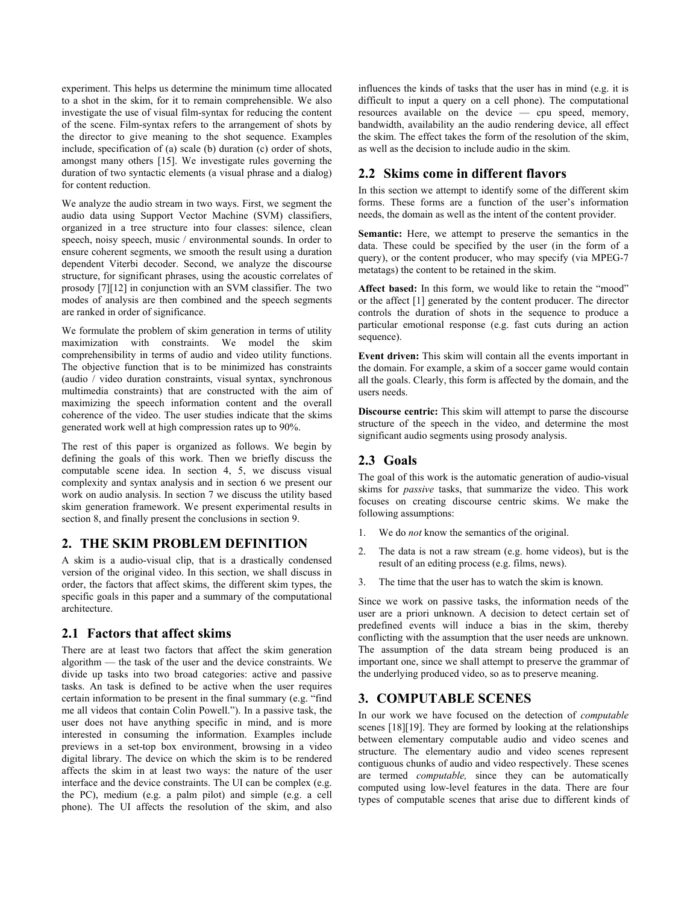experiment. This helps us determine the minimum time allocated to a shot in the skim, for it to remain comprehensible. We also investigate the use of visual film-syntax for reducing the content of the scene. Film-syntax refers to the arrangement of shots by the director to give meaning to the shot sequence. Examples include, specification of (a) scale (b) duration (c) order of shots, amongst many others [15]. We investigate rules governing the duration of two syntactic elements (a visual phrase and a dialog) for content reduction.

We analyze the audio stream in two ways. First, we segment the audio data using Support Vector Machine (SVM) classifiers, organized in a tree structure into four classes: silence, clean speech, noisy speech, music / environmental sounds. In order to ensure coherent segments, we smooth the result using a duration dependent Viterbi decoder. Second, we analyze the discourse structure, for significant phrases, using the acoustic correlates of prosody [7][12] in conjunction with an SVM classifier. The two modes of analysis are then combined and the speech segments are ranked in order of significance.

We formulate the problem of skim generation in terms of utility maximization with constraints. We model the skim comprehensibility in terms of audio and video utility functions. The objective function that is to be minimized has constraints (audio / video duration constraints, visual syntax, synchronous multimedia constraints) that are constructed with the aim of maximizing the speech information content and the overall coherence of the video. The user studies indicate that the skims generated work well at high compression rates up to 90%.

The rest of this paper is organized as follows. We begin by defining the goals of this work. Then we briefly discuss the computable scene idea. In section 4, 5, we discuss visual complexity and syntax analysis and in section 6 we present our work on audio analysis. In section 7 we discuss the utility based skim generation framework. We present experimental results in section 8, and finally present the conclusions in section 9.

## 2. THE SKIM PROBLEM DEFINITION

A skim is a audio-visual clip, that is a drastically condensed version of the original video. In this section, we shall discuss in order, the factors that affect skims, the different skim types, the specific goals in this paper and a summary of the computational architecture.

### 2.1 Factors that affect skims

There are at least two factors that affect the skim generation algorithm — the task of the user and the device constraints. We divide up tasks into two broad categories: active and passive tasks. An task is defined to be active when the user requires certain information to be present in the final summary (e.g. "find me all videos that contain Colin Powell."). In a passive task, the user does not have anything specific in mind, and is more interested in consuming the information. Examples include previews in a set-top box environment, browsing in a video digital library. The device on which the skim is to be rendered affects the skim in at least two ways: the nature of the user interface and the device constraints. The UI can be complex (e.g. the PC), medium (e.g. a palm pilot) and simple (e.g. a cell phone). The UI affects the resolution of the skim, and also influences the kinds of tasks that the user has in mind (e.g. it is difficult to input a query on a cell phone). The computational resources available on the device — cpu speed, memory, bandwidth, availability an the audio rendering device, all effect the skim. The effect takes the form of the resolution of the skim, as well as the decision to include audio in the skim.

### 2.2 Skims come in different flavors

In this section we attempt to identify some of the different skim forms. These forms are a function of the user's information needs, the domain as well as the intent of the content provider.

**Semantic:** Here, we attempt to preserve the semantics in the data. These could be specified by the user (in the form of a query), or the content producer, who may specify (via MPEG-7 metatags) the content to be retained in the skim.

**Affect based:** In this form, we would like to retain the "mood" or the affect [1] generated by the content producer. The director controls the duration of shots in the sequence to produce a particular emotional response (e.g. fast cuts during an action sequence).

**Event driven:** This skim will contain all the events important in the domain. For example, a skim of a soccer game would contain all the goals. Clearly, this form is affected by the domain, and the users needs.

**Discourse centric:** This skim will attempt to parse the discourse structure of the speech in the video, and determine the most significant audio segments using prosody analysis.

### 2.3 Goals

The goal of this work is the automatic generation of audio-visual skims for *passive* tasks, that summarize the video. This work focuses on creating discourse centric skims. We make the following assumptions:

1. We do *not* know the semantics of the original.
2. The data is not a raw stream (e.g. home videos), but is the result of an editing process (e.g. films, news).
3. The time that the user has to watch the skim is known.

Since we work on passive tasks, the information needs of the user are a priori unknown. A decision to detect certain set of predefined events will induce a bias in the skim, thereby conflicting with the assumption that the user needs are unknown. The assumption of the data stream being produced is an important one, since we shall attempt to preserve the grammar of the underlying produced video, so as to preserve meaning.

## 3. COMPUTABLE SCENES

In our work we have focused on the detection of *computable* scenes [18][19]. They are formed by looking at the relationships between elementary computable audio and video scenes and structure. The elementary audio and video scenes represent contiguous chunks of audio and video respectively. These scenes are termed *computable,* since they can be automatically computed using low-level features in the data. There are four types of computable scenes that arise due to different kinds of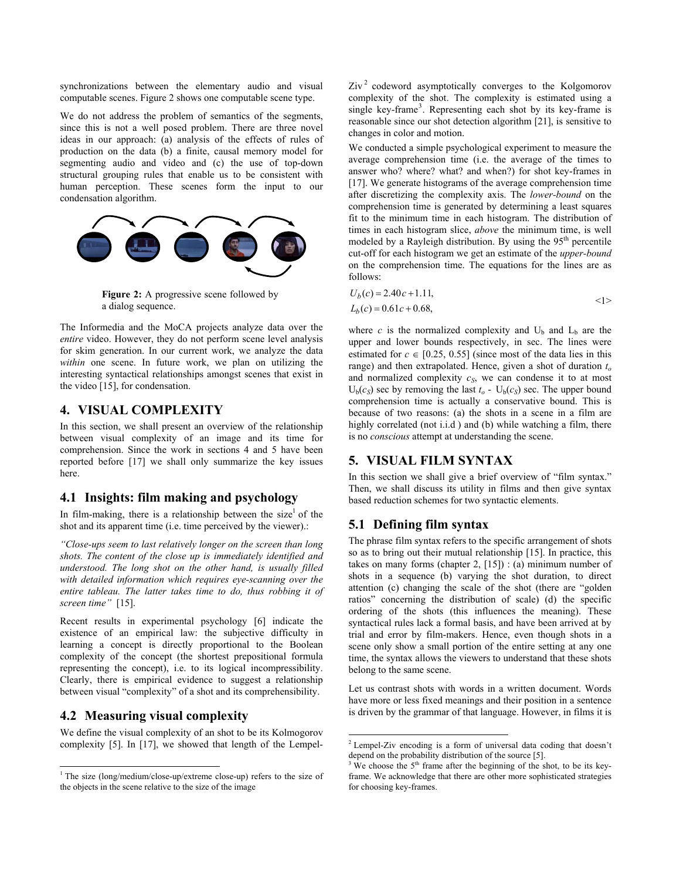synchronizations between the elementary audio and visual computable scenes. Figure 2 shows one computable scene type.

We do not address the problem of semantics of the segments, since this is not a well posed problem. There are three novel ideas in our approach: (a) analysis of the effects of rules of production on the data (b) a finite, causal memory model for segmenting audio and video and (c) the use of top-down structural grouping rules that enable us to be consistent with human perception. These scenes form the input to our condensation algorithm.

**Figure 2:** A progressive scene followed by a dialog sequence.

The Informedia and the MoCA projects analyze data over the *entire* video. However, they do not perform scene level analysis for skim generation. In our current work, we analyze the data *within* one scene. In future work, we plan on utilizing the interesting syntactical relationships amongst scenes that exist in the video [15], for condensation.

## 4. VISUAL COMPLEXITY

In this section, we shall present an overview of the relationship between visual complexity of an image and its time for comprehension. Since the work in sections 4 and 5 have been reported before [17] we shall only summarize the key issues here.

### 4.1 Insights: film making and psychology

In film-making, there is a relationship between the size[1] of the shot and its apparent time (i.e. time perceived by the viewer).:

*"Close-ups seem to last relatively longer on the screen than long shots. The content of the close up is immediately identified and understood. The long shot on the other hand, is usually filled with detailed information which requires eye-scanning over the entire tableau. The latter takes time to do, thus robbing it of screen time"* [15].

Recent results in experimental psychology [6] indicate the existence of an empirical law: the subjective difficulty in learning a concept is directly proportional to the Boolean complexity of the concept (the shortest prepositional formula representing the concept), i.e. to its logical incompressibility. Clearly, there is empirical evidence to suggest a relationship between visual "complexity" of a shot and its comprehensibility.

### 4.2 Measuring visual complexity

We define the visual complexity of an shot to be its Kolmogorov complexity [5]. In [17], we showed that length of the Lempel-Ziv [2] codeword asymptotically converges to the Kolgomorov complexity of the shot. The complexity is estimated using a single key-frame[3]. Representing each shot by its key-frame is reasonable since our shot detection algorithm [21], is sensitive to changes in color and motion.

We conducted a simple psychological experiment to measure the average comprehension time (i.e. the average of the times to answer who? where? what? and when?) for shot key-frames in [17]. We generate histograms of the average comprehension time after discretizing the complexity axis. The *lower-bound* on the comprehension time is generated by determining a least squares fit to the minimum time in each histogram. The distribution of times in each histogram slice, *above* the minimum time, is well modeled by a Rayleigh distribution. By using the 95[th] percentile cut-off for each histogram we get an estimate of the *upper-bound* on the comprehension time. The equations for the lines are as follows:

$$U_b(c) = 2.40c + 1.11, \qquad <1>$$
$$L_b(c) = 0.61c + 0.68,$$

where $c$ is the normalized complexity and $U_b$ and $L_b$ are the upper and lower bounds respectively, in sec. The lines were estimated for $c \in [0.25, 0.55]$ (since most of the data lies in this range) and then extrapolated. Hence, given a shot of duration $t_o$ and normalized complexity $c_S$, we can condense it to at most $U_b(c_S)$ sec by removing the last $t_o$ - $U_b(c_S)$ sec. The upper bound comprehension time is actually a conservative bound. This is because of two reasons: (a) the shots in a scene in a film are highly correlated (not i.i.d ) and (b) while watching a film, there is no *conscious* attempt at understanding the scene.

## 5. VISUAL FILM SYNTAX

In this section we shall give a brief overview of "film syntax." Then, we shall discuss its utility in films and then give syntax based reduction schemes for two syntactic elements.

### 5.1 Defining film syntax

The phrase film syntax refers to the specific arrangement of shots so as to bring out their mutual relationship [15]. In practice, this takes on many forms (chapter 2, [15]) : (a) minimum number of shots in a sequence (b) varying the shot duration, to direct attention (c) changing the scale of the shot (there are "golden ratios" concerning the distribution of scale) (d) the specific ordering of the shots (this influences the meaning). These syntactical rules lack a formal basis, and have been arrived at by trial and error by film-makers. Hence, even though shots in a scene only show a small portion of the entire setting at any one time, the syntax allows the viewers to understand that these shots belong to the same scene.

Let us contrast shots with words in a written document. Words have more or less fixed meanings and their position in a sentence is driven by the grammar of that language. However, in films it is

---

[1] The size (long/medium/close-up/extreme close-up) refers to the size of the objects in the scene relative to the size of the image

[2] Lempel-Ziv encoding is a form of universal data coding that doesn't depend on the probability distribution of the source [5].

[3] We choose the 5[th] frame after the beginning of the shot, to be its key-frame. We acknowledge that there are other more sophisticated strategies for choosing key-frames.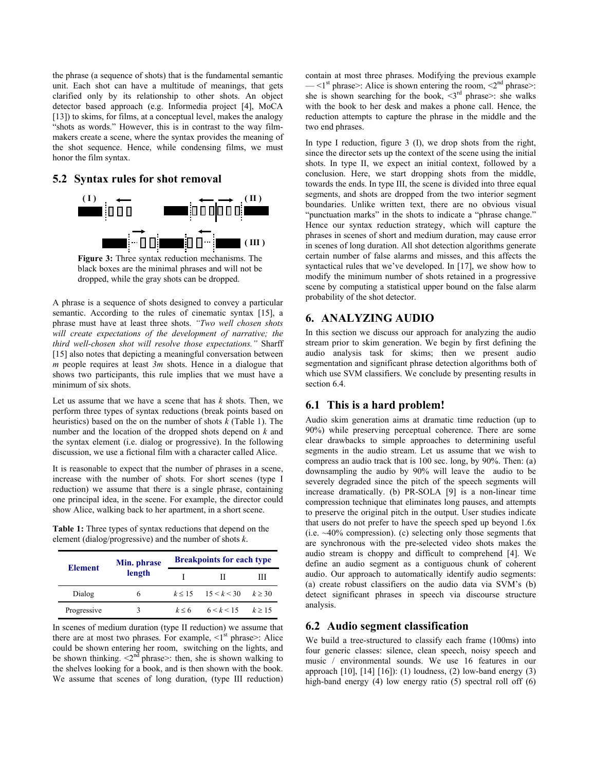the phrase (a sequence of shots) that is the fundamental semantic unit. Each shot can have a multitude of meanings, that gets clarified only by its relationship to other shots. An object detector based approach (e.g. Informedia project [4], MoCA [13]) to skims, for films, at a conceptual level, makes the analogy "shots as words." However, this is in contrast to the way film-makers create a scene, where the syntax provides the meaning of the shot sequence. Hence, while condensing films, we must honor the film syntax.

## 5.2 Syntax rules for shot removal

**Figure 3:** Three syntax reduction mechanisms. The black boxes are the minimal phrases and will not be dropped, while the gray shots can be dropped.

A phrase is a sequence of shots designed to convey a particular semantic. According to the rules of cinematic syntax [15], a phrase must have at least three shots. *"Two well chosen shots will create expectations of the development of narrative; the third well-chosen shot will resolve those expectations."* Sharff [15] also notes that depicting a meaningful conversation between *m* people requires at least *3m* shots. Hence in a dialogue that shows two participants, this rule implies that we must have a minimum of six shots.

Let us assume that we have a scene that has *k* shots. Then, we perform three types of syntax reductions (break points based on heuristics) based on the on the number of shots *k* (Table 1). The number and the location of the dropped shots depend on *k* and the syntax element (i.e. dialog or progressive). In the following discussion, we use a fictional film with a character called Alice.

It is reasonable to expect that the number of phrases in a scene, increase with the number of shots. For short scenes (type I reduction) we assume that there is a single phrase, containing one principal idea, in the scene. For example, the director could show Alice, walking back to her apartment, in a short scene.

**Table 1:** Three types of syntax reductions that depend on the element (dialog/progressive) and the number of shots *k*.

| Element | Min. phrase length | Breakpoints for each type | | |
|---|---|---|---|---|
| | | I | II | III |
| Dialog | 6 | $k \leq 15$ | $15 < k < 30$ | $k \geq 30$ |
| Progressive | 3 | $k \leq 6$ | $6 < k < 15$ | $k \geq 15$ |

In scenes of medium duration (type II reduction) we assume that there are at most two phrases. For example, <1st phrase>: Alice could be shown entering her room, switching on the lights, and be shown thinking. <2nd phrase>: then, she is shown walking to the shelves looking for a book, and is then shown with the book. We assume that scenes of long duration, (type III reduction) contain at most three phrases. Modifying the previous example — <1st phrase>: Alice is shown entering the room, <2nd phrase>: she is shown searching for the book, <3rd phrase>: she walks with the book to her desk and makes a phone call. Hence, the reduction attempts to capture the phrase in the middle and the two end phrases.

In type I reduction, figure 3 (I), we drop shots from the right, since the director sets up the context of the scene using the initial shots. In type II, we expect an initial context, followed by a conclusion. Here, we start dropping shots from the middle, towards the ends. In type III, the scene is divided into three equal segments, and shots are dropped from the two interior segment boundaries. Unlike written text, there are no obvious visual "punctuation marks" in the shots to indicate a "phrase change." Hence our syntax reduction strategy, which will capture the phrases in scenes of short and medium duration, may cause error in scenes of long duration. All shot detection algorithms generate certain number of false alarms and misses, and this affects the syntactical rules that we've developed. In [17], we show how to modify the minimum number of shots retained in a progressive scene by computing a statistical upper bound on the false alarm probability of the shot detector.

# 6. ANALYZING AUDIO

In this section we discuss our approach for analyzing the audio stream prior to skim generation. We begin by first defining the audio analysis task for skims; then we present audio segmentation and significant phrase detection algorithms both of which use SVM classifiers. We conclude by presenting results in section 6.4.

## 6.1 This is a hard problem!

Audio skim generation aims at dramatic time reduction (up to 90%) while preserving perceptual coherence. There are some clear drawbacks to simple approaches to determining useful segments in the audio stream. Let us assume that we wish to compress an audio track that is 100 sec. long, by 90%. Then: (a) downsampling the audio by 90% will leave the audio to be severely degraded since the pitch of the speech segments will increase dramatically. (b) PR-SOLA [9] is a non-linear time compression technique that eliminates long pauses, and attempts to preserve the original pitch in the output. User studies indicate that users do not prefer to have the speech sped up beyond 1.6x (i.e. ~40% compression). (c) selecting only those segments that are synchronous with the pre-selected video shots makes the audio stream is choppy and difficult to comprehend [4]. We define an audio segment as a contiguous chunk of coherent audio. Our approach to automatically identify audio segments: (a) create robust classifiers on the audio data via SVM's (b) detect significant phrases in speech via discourse structure analysis.

## 6.2 Audio segment classification

We build a tree-structured to classify each frame (100ms) into four generic classes: silence, clean speech, noisy speech and music / environmental sounds. We use 16 features in our approach [10], [14] [16]): (1) loudness, (2) low-band energy (3) high-band energy (4) low energy ratio (5) spectral roll off (6)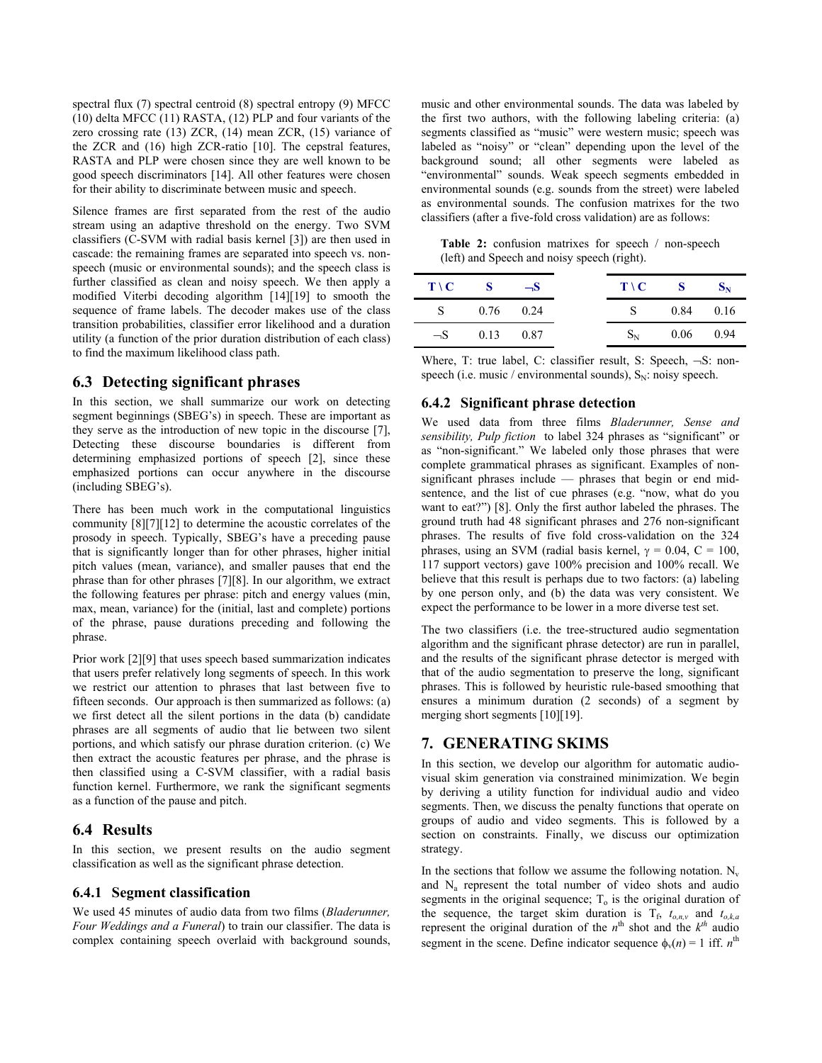spectral flux (7) spectral centroid (8) spectral entropy (9) MFCC (10) delta MFCC (11) RASTA, (12) PLP and four variants of the zero crossing rate (13) ZCR, (14) mean ZCR, (15) variance of the ZCR and (16) high ZCR-ratio [10]. The cepstral features, RASTA and PLP were chosen since they are well known to be good speech discriminators [14]. All other features were chosen for their ability to discriminate between music and speech.

Silence frames are first separated from the rest of the audio stream using an adaptive threshold on the energy. Two SVM classifiers (C-SVM with radial basis kernel [3]) are then used in cascade: the remaining frames are separated into speech vs. non-speech (music or environmental sounds); and the speech class is further classified as clean and noisy speech. We then apply a modified Viterbi decoding algorithm [14][19] to smooth the sequence of frame labels. The decoder makes use of the class transition probabilities, classifier error likelihood and a duration utility (a function of the prior duration distribution of each class) to find the maximum likelihood class path.

## 6.3 Detecting significant phrases

In this section, we shall summarize our work on detecting segment beginnings (SBEG's) in speech. These are important as they serve as the introduction of new topic in the discourse [7], Detecting these discourse boundaries is different from determining emphasized portions of speech [2], since these emphasized portions can occur anywhere in the discourse (including SBEG's).

There has been much work in the computational linguistics community [8][7][12] to determine the acoustic correlates of the prosody in speech. Typically, SBEG's have a preceding pause that is significantly longer than for other phrases, higher initial pitch values (mean, variance), and smaller pauses that end the phrase than for other phrases [7][8]. In our algorithm, we extract the following features per phrase: pitch and energy values (min, max, mean, variance) for the (initial, last and complete) portions of the phrase, pause durations preceding and following the phrase.

Prior work [2][9] that uses speech based summarization indicates that users prefer relatively long segments of speech. In this work we restrict our attention to phrases that last between five to fifteen seconds. Our approach is then summarized as follows: (a) we first detect all the silent portions in the data (b) candidate phrases are all segments of audio that lie between two silent portions, and which satisfy our phrase duration criterion. (c) We then extract the acoustic features per phrase, and the phrase is then classified using a C-SVM classifier, with a radial basis function kernel. Furthermore, we rank the significant segments as a function of the pause and pitch.

## 6.4 Results

In this section, we present results on the audio segment classification as well as the significant phrase detection.

### 6.4.1 Segment classification

We used 45 minutes of audio data from two films (*Bladerunner, Four Weddings and a Funeral*) to train our classifier. The data is complex containing speech overlaid with background sounds, music and other environmental sounds. The data was labeled by the first two authors, with the following labeling criteria: (a) segments classified as "music" were western music; speech was labeled as "noisy" or "clean" depending upon the level of the background sound; all other segments were labeled as "environmental" sounds. Weak speech segments embedded in environmental sounds (e.g. sounds from the street) were labeled as environmental sounds. The confusion matrixes for the two classifiers (after a five-fold cross validation) are as follows:

**Table 2:** confusion matrixes for speech / non-speech (left) and Speech and noisy speech (right).

| T \ C | S | ¬S |
|---|---|---|
| S | 0.76 | 0.24 |
| ¬S | 0.13 | 0.87 |

| T \ C | S | $S_N$ |
|---|---|---|
| S | 0.84 | 0.16 |
| $S_N$ | 0.06 | 0.94 |

Where, T: true label, C: classifier result, S: Speech, ¬S: non-speech (i.e. music / environmental sounds), $S_N$: noisy speech.

### 6.4.2 Significant phrase detection

We used data from three films *Bladerunner, Sense and sensibility, Pulp fiction* to label 324 phrases as "significant" or as "non-significant." We labeled only those phrases that were complete grammatical phrases as significant. Examples of non-significant phrases include — phrases that begin or end mid-sentence, and the list of cue phrases (e.g. "now, what do you want to eat?") [8]. Only the first author labeled the phrases. The ground truth had 48 significant phrases and 276 non-significant phrases. The results of five fold cross-validation on the 324 phrases, using an SVM (radial basis kernel, $\gamma = 0.04$, $C = 100$, 117 support vectors) gave 100% precision and 100% recall. We believe that this result is perhaps due to two factors: (a) labeling by one person only, and (b) the data was very consistent. We expect the performance to be lower in a more diverse test set.

The two classifiers (i.e. the tree-structured audio segmentation algorithm and the significant phrase detector) are run in parallel, and the results of the significant phrase detector is merged with that of the audio segmentation to preserve the long, significant phrases. This is followed by heuristic rule-based smoothing that ensures a minimum duration (2 seconds) of a segment by merging short segments [10][19].

# 7. GENERATING SKIMS

In this section, we develop our algorithm for automatic audio-visual skim generation via constrained minimization. We begin by deriving a utility function for individual audio and video segments. Then, we discuss the penalty functions that operate on groups of audio and video segments. This is followed by a section on constraints. Finally, we discuss our optimization strategy.

In the sections that follow we assume the following notation. $N_v$ and $N_a$ represent the total number of video shots and audio segments in the original sequence; $T_o$ is the original duration of the sequence, the target skim duration is $T_f$, $t_{o,n,v}$ and $t_{o,k,a}$ represent the original duration of the $n^{th}$ shot and the $k^{th}$ audio segment in the scene. Define indicator sequence $\phi_v(n) = 1$ iff. $n^{th}$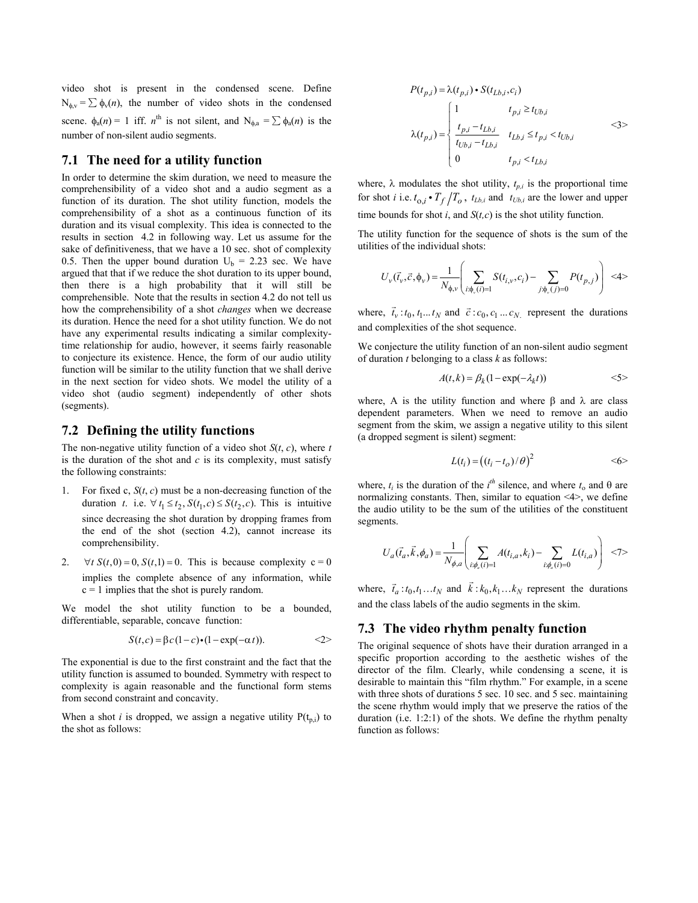video shot is present in the condensed scene. Define $N_{\phi,v} = \sum \phi_v(n)$, the number of video shots in the condensed scene. $\phi_a(n) = 1$ iff. $n^{th}$ is not silent, and $N_{\phi,a} = \sum \phi_a(n)$ is the number of non-silent audio segments.

## 7.1 The need for a utility function

In order to determine the skim duration, we need to measure the comprehensibility of a video shot and a audio segment as a function of its duration. The shot utility function, models the comprehensibility of a shot as a continuous function of its duration and its visual complexity. This idea is connected to the results in section 4.2 in following way. Let us assume for the sake of definitiveness, that we have a 10 sec. shot of complexity 0.5. Then the upper bound duration $U_b$ = 2.23 sec. We have argued that that if we reduce the shot duration to its upper bound, then there is a high probability that it will still be comprehensible. Note that the results in section 4.2 do not tell us how the comprehensibility of a shot *changes* when we decrease its duration. Hence the need for a shot utility function. We do not have any experimental results indicating a similar complexity-time relationship for audio, however, it seems fairly reasonable to conjecture its existence. Hence, the form of our audio utility function will be similar to the utility function that we shall derive in the next section for video shots. We model the utility of a video shot (audio segment) independently of other shots (segments).

## 7.2 Defining the utility functions

The non-negative utility function of a video shot $S(t, c)$, where $t$ is the duration of the shot and $c$ is its complexity, must satisfy the following constraints:

1. For fixed c, $S(t, c)$ must be a non-decreasing function of the duration $t$. i.e. $\forall\, t_1 \leq t_2,\, S(t_1, c) \leq S(t_2, c)$. This is intuitive since decreasing the shot duration by dropping frames from the end of the shot (section 4.2), cannot increase its comprehensibility.
2. $\forall t\; S(t, 0) = 0,\, S(t, 1) = 0$. This is because complexity c = 0 implies the complete absence of any information, while c = 1 implies that the shot is purely random.

We model the shot utility function to be a bounded, differentiable, separable, concave function:

$$S(t,c) = \beta c(1-c) \bullet (1-\exp(-\alpha t)). \qquad \text{<2>}$$

The exponential is due to the first constraint and the fact that the utility function is assumed to bounded. Symmetry with respect to complexity is again reasonable and the functional form stems from second constraint and concavity.

When a shot $i$ is dropped, we assign a negative utility $P(t_{p,i})$ to the shot as follows:

$$P(t_{p,i}) = \lambda(t_{p,i}) \bullet S(t_{Lb,i}, c_i)$$

$$\lambda(t_{p,i}) = \begin{cases} 1 & t_{p,i} \geq t_{Ub,i} \\ \dfrac{t_{p,i} - t_{Lb,i}}{t_{Ub,i} - t_{Lb,i}} & t_{Lb,i} \leq t_{p,i} < t_{Ub,i} \\ 0 & t_{p,i} < t_{Lb,i} \end{cases} \qquad \text{<3>}$$

where, $\lambda$ modulates the shot utility, $t_{p,i}$ is the proportional time for shot $i$ i.e. $t_{o,i} \bullet T_f / T_o$, $t_{Lb,i}$ and $t_{Ub,i}$ are the lower and upper time bounds for shot $i$, and $S(t,c)$ is the shot utility function.

The utility function for the sequence of shots is the sum of the utilities of the individual shots:

$$U_v(\vec{t}_v, \vec{c}, \phi_v) = \frac{1}{N_{\phi,v}} \left( \sum_{i:\phi_v(i)=1} S(t_{i,v}, c_i) - \sum_{j:\phi_v(j)=0} P(t_{p,j}) \right) \qquad \text{<4>}$$

where, $\vec{t}_v : t_0, t_1 ... t_N$ and $\vec{c} : c_0, c_1 ... c_N$. represent the durations and complexities of the shot sequence.

We conjecture the utility function of an non-silent audio segment of duration $t$ belonging to a class $k$ as follows:

$$A(t,k) = \beta_k (1 - \exp(-\lambda_k t)) \qquad \text{<5>}$$

where, A is the utility function and where $\beta$ and $\lambda$ are class dependent parameters. When we need to remove an audio segment from the skim, we assign a negative utility to this silent (a dropped segment is silent) segment:

$$L(t_i) = \left( (t_i - t_o)/\theta \right)^2 \qquad \text{<6>}$$

where, $t_i$ is the duration of the $i^{th}$ silence, and where $t_o$ and $\theta$ are normalizing constants. Then, similar to equation <4>, we define the audio utility to be the sum of the utilities of the constituent segments.

$$U_a(\vec{t}_a, \vec{k}, \phi_a) = \frac{1}{N_{\phi,a}} \left( \sum_{i:\phi_a(i)=1} A(t_{i,a}, k_i) - \sum_{i:\phi_a(i)=0} L(t_{i,a}) \right) \qquad \text{<7>}$$

where, $\vec{t}_a : t_0, t_1 \ldots t_N$ and $\vec{k} : k_0, k_1 \ldots k_N$ represent the durations and the class labels of the audio segments in the skim.

## 7.3 The video rhythm penalty function

The original sequence of shots have their duration arranged in a specific proportion according to the aesthetic wishes of the director of the film. Clearly, while condensing a scene, it is desirable to maintain this "film rhythm." For example, in a scene with three shots of durations 5 sec. 10 sec. and 5 sec. maintaining the scene rhythm would imply that we preserve the ratios of the duration (i.e. 1:2:1) of the shots. We define the rhythm penalty function as follows: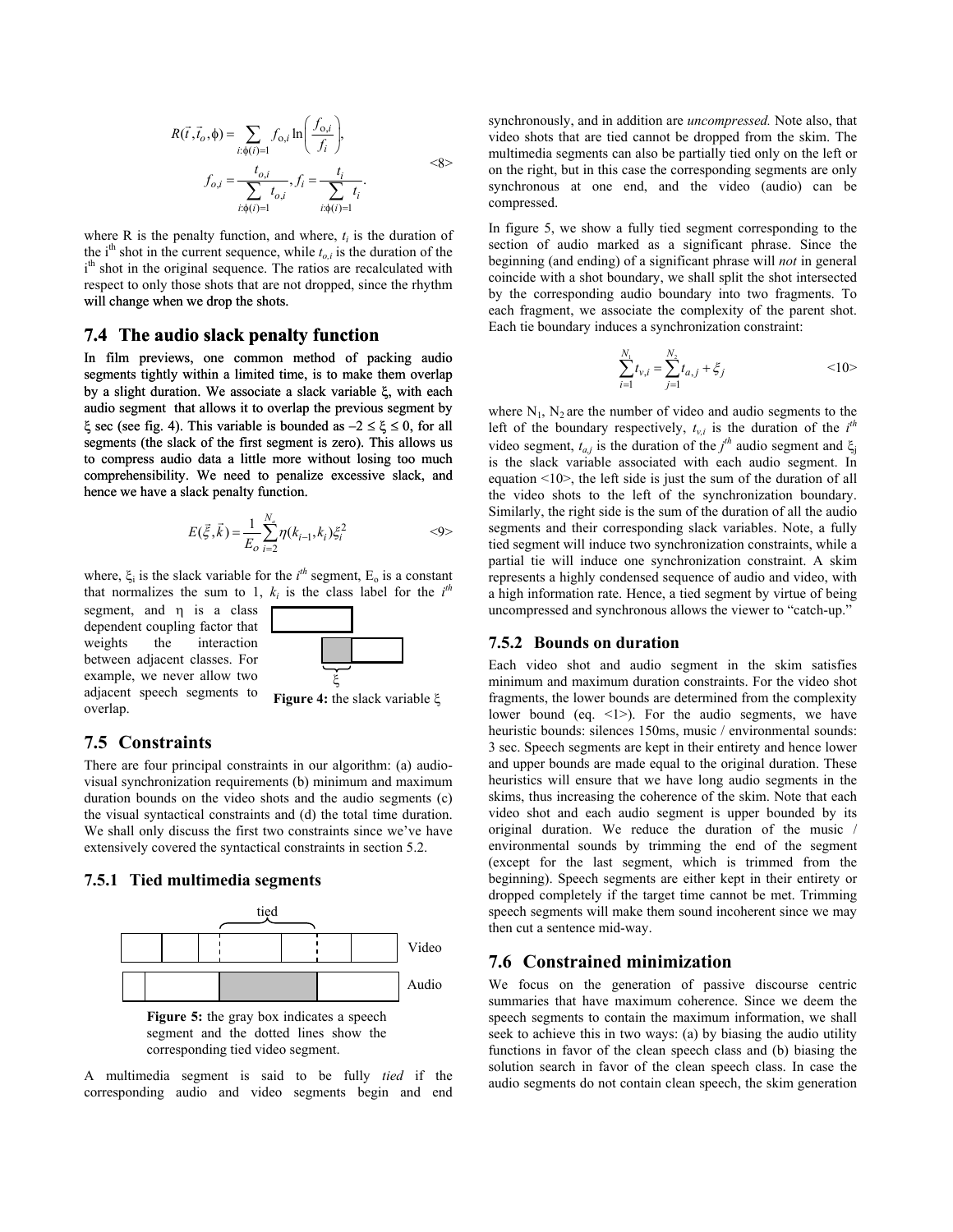$$R(\vec{t}, \vec{t}_o, \phi) = \sum_{i:\phi(i)=1} f_{o,i} \ln\left(\frac{f_{o,i}}{f_i}\right),$$

$$f_{o,i} = \frac{t_{o,i}}{\sum_{i:\phi(i)=1} t_{o,i}}, \; f_i = \frac{t_i}{\sum_{i:\phi(i)=1} t_i}. \quad \text{<8>}$$

where R is the penalty function, and where, $t_i$ is the duration of the i[th] shot in the current sequence, while $t_{o,i}$ is the duration of the i[th] shot in the original sequence. The ratios are recalculated with respect to only those shots that are not dropped, since the rhythm will change when we drop the shots.

## 7.4 The audio slack penalty function

In film previews, one common method of packing audio segments tightly within a limited time, is to make them overlap by a slight duration. We associate a slack variable $\xi$, with each audio segment that allows it to overlap the previous segment by $\xi$ sec (see fig. 4). This variable is bounded as $-2 \leq \xi \leq 0$, for all segments (the slack of the first segment is zero). This allows us to compress audio data a little more without losing too much comprehensibility. We need to penalize excessive slack, and hence we have a slack penalty function.

$$E(\vec{\xi}, \vec{k}) = \frac{1}{E_o} \sum_{i=2}^{N_a} \eta(k_{i-1}, k_i) \xi_i^2 \quad \text{<9>}$$

where, $\xi_i$ is the slack variable for the $i^{th}$ segment, $E_o$ is a constant that normalizes the sum to 1, $k_i$ is the class label for the $i^{th}$ segment, and $\eta$ is a class dependent coupling factor that weights the interaction between adjacent classes. For example, we never allow two adjacent speech segments to overlap.

**Figure 4:** the slack variable $\xi$

## 7.5 Constraints

There are four principal constraints in our algorithm: (a) audio-visual synchronization requirements (b) minimum and maximum duration bounds on the video shots and the audio segments (c) the visual syntactical constraints and (d) the total time duration. We shall only discuss the first two constraints since we've have extensively covered the syntactical constraints in section 5.2.

### 7.5.1 Tied multimedia segments

**Figure 5:** the gray box indicates a speech segment and the dotted lines show the corresponding tied video segment.

A multimedia segment is said to be fully *tied* if the corresponding audio and video segments begin and end synchronously, and in addition are *uncompressed.* Note also, that video shots that are tied cannot be dropped from the skim. The multimedia segments can also be partially tied only on the left or on the right, but in this case the corresponding segments are only synchronous at one end, and the video (audio) can be compressed.

In figure 5, we show a fully tied segment corresponding to the section of audio marked as a significant phrase. Since the beginning (and ending) of a significant phrase will *not* in general coincide with a shot boundary, we shall split the shot intersected by the corresponding audio boundary into two fragments. To each fragment, we associate the complexity of the parent shot. Each tie boundary induces a synchronization constraint:

$$\sum_{i=1}^{N_1} t_{v,i} = \sum_{j=1}^{N_2} t_{a,j} + \xi_j \quad \text{<10>}$$

where $N_1$, $N_2$ are the number of video and audio segments to the left of the boundary respectively, $t_{v,i}$ is the duration of the $i^{th}$ video segment, $t_{a,j}$ is the duration of the $j^{th}$ audio segment and $\xi_j$ is the slack variable associated with each audio segment. In equation <10>, the left side is just the sum of the duration of all the video shots to the left of the synchronization boundary. Similarly, the right side is the sum of the duration of all the audio segments and their corresponding slack variables. Note, a fully tied segment will induce two synchronization constraints, while a partial tie will induce one synchronization constraint. A skim represents a highly condensed sequence of audio and video, with a high information rate. Hence, a tied segment by virtue of being uncompressed and synchronous allows the viewer to "catch-up."

### 7.5.2 Bounds on duration

Each video shot and audio segment in the skim satisfies minimum and maximum duration constraints. For the video shot fragments, the lower bounds are determined from the complexity lower bound (eq. <1>). For the audio segments, we have heuristic bounds: silences 150ms, music / environmental sounds: 3 sec. Speech segments are kept in their entirety and hence lower and upper bounds are made equal to the original duration. These heuristics will ensure that we have long audio segments in the skims, thus increasing the coherence of the skim. Note that each video shot and each audio segment is upper bounded by its original duration. We reduce the duration of the music / environmental sounds by trimming the end of the segment (except for the last segment, which is trimmed from the beginning). Speech segments are either kept in their entirety or dropped completely if the target time cannot be met. Trimming speech segments will make them sound incoherent since we may then cut a sentence mid-way.

## 7.6 Constrained minimization

We focus on the generation of passive discourse centric summaries that have maximum coherence. Since we deem the speech segments to contain the maximum information, we shall seek to achieve this in two ways: (a) by biasing the audio utility functions in favor of the clean speech class and (b) biasing the solution search in favor of the clean speech class. In case the audio segments do not contain clean speech, the skim generation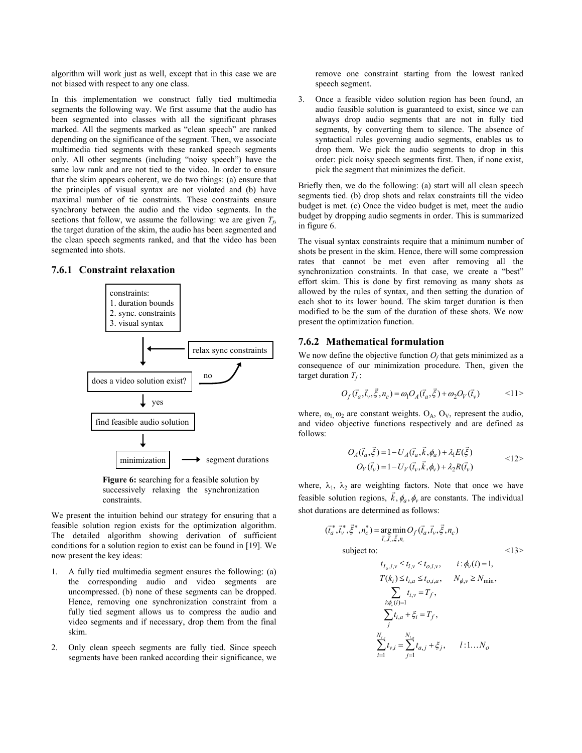algorithm will work just as well, except that in this case we are not biased with respect to any one class.

In this implementation we construct fully tied multimedia segments the following way. We first assume that the audio has been segmented into classes with all the significant phrases marked. All the segments marked as "clean speech" are ranked depending on the significance of the segment. Then, we associate multimedia tied segments with these ranked speech segments only. All other segments (including "noisy speech") have the same low rank and are not tied to the video. In order to ensure that the skim appears coherent, we do two things: (a) ensure that the principles of visual syntax are not violated and (b) have maximal number of tie constraints. These constraints ensure synchrony between the audio and the video segments. In the sections that follow, we assume the following: we are given $T_f$, the target duration of the skim, the audio has been segmented and the clean speech segments ranked, and that the video has been segmented into shots.

### 7.6.1 Constraint relaxation

constraints:
1. duration bounds
2. sync. constraints
3. visual syntax

relax sync constraints

does a video solution exist? — no / yes

find feasible audio solution

minimization → segment durations

**Figure 6:** searching for a feasible solution by successively relaxing the synchronization constraints.

We present the intuition behind our strategy for ensuring that a feasible solution region exists for the optimization algorithm. The detailed algorithm showing derivation of sufficient conditions for a solution region to exist can be found in [19]. We now present the key ideas:

1. A fully tied multimedia segment ensures the following: (a) the corresponding audio and video segments are uncompressed. (b) none of these segments can be dropped. Hence, removing one synchronization constraint from a fully tied segment allows us to compress the audio and video segments and if necessary, drop them from the final skim.
2. Only clean speech segments are fully tied. Since speech segments have been ranked according their significance, we remove one constraint starting from the lowest ranked speech segment.
3. Once a feasible video solution region has been found, an audio feasible solution is guaranteed to exist, since we can always drop audio segments that are not in fully tied segments, by converting them to silence. The absence of syntactical rules governing audio segments, enables us to drop them. We pick the audio segments to drop in this order: pick noisy speech segments first. Then, if none exist, pick the segment that minimizes the deficit.

Briefly then, we do the following: (a) start will all clean speech segments tied. (b) drop shots and relax constraints till the video budget is met. (c) Once the video budget is met, meet the audio budget by dropping audio segments in order. This is summarized in figure 6.

The visual syntax constraints require that a minimum number of shots be present in the skim. Hence, there will some compression rates that cannot be met even after removing all the synchronization constraints. In that case, we create a "best" effort skim. This is done by first removing as many shots as allowed by the rules of syntax, and then setting the duration of each shot to its lower bound. The skim target duration is then modified to be the sum of the duration of these shots. We now present the optimization function.

### 7.6.2 Mathematical formulation

We now define the objective function $O_f$ that gets minimized as a consequence of our minimization procedure. Then, given the target duration $T_f$:

$$O_f(\vec{t}_a, \vec{t}_v, \vec{\xi}, n_c) = \omega_1 O_A(\vec{t}_a, \vec{\xi}) + \omega_2 O_V(\vec{t}_v) \qquad \text{<11>}$$

where, $\omega_1, \omega_2$ are constant weights. $O_A$, $O_V$, represent the audio, and video objective functions respectively and are defined as follows:

$$\begin{aligned} O_A(\vec{t}_a, \vec{\xi}) &= 1 - U_A(\vec{t}_a, \vec{k}, \phi_a) + \lambda_1 E(\vec{\xi}) \\ O_V(\vec{t}_v) &= 1 - U_V(\vec{t}_v, \vec{k}, \phi_v) + \lambda_2 R(\vec{t}_v) \end{aligned} \qquad \text{<12>}$$

where, $\lambda_1$, $\lambda_2$ are weighting factors. Note that once we have feasible solution regions, $\vec{k}, \phi_a, \phi_v$ are constants. The individual shot durations are determined as follows:

$$(\vec{t}_a^*, \vec{t}_v^*, \vec{\xi}^*, n_c^*) = \underset{\vec{t}_a, \vec{t}_v, \vec{\xi}, n_c}{\arg\min}\, O_f(\vec{t}_a, \vec{t}_v, \vec{\xi}, n_c)$$

subject to: <13>

$$\begin{aligned} & t_{L_v,i,v} \le t_{i,v} \le t_{o,i,v}, \qquad i : \phi_v(i) = 1, \\ & T(k_i) \le t_{i,a} \le t_{o,i,a}, \qquad N_{\phi,v} \ge N_{\min}, \\ & \sum_{i:\phi_v(i)=1} t_{i,v} = T_f, \\ & \sum_j t_{i,a} + \xi_i = T_f, \\ & \sum_{i=1}^{N_{l,v}} t_{v,i} = \sum_{j=1}^{N_{l,a}} t_{a,j} + \xi_j, \qquad l : 1 \ldots N_o \end{aligned}$$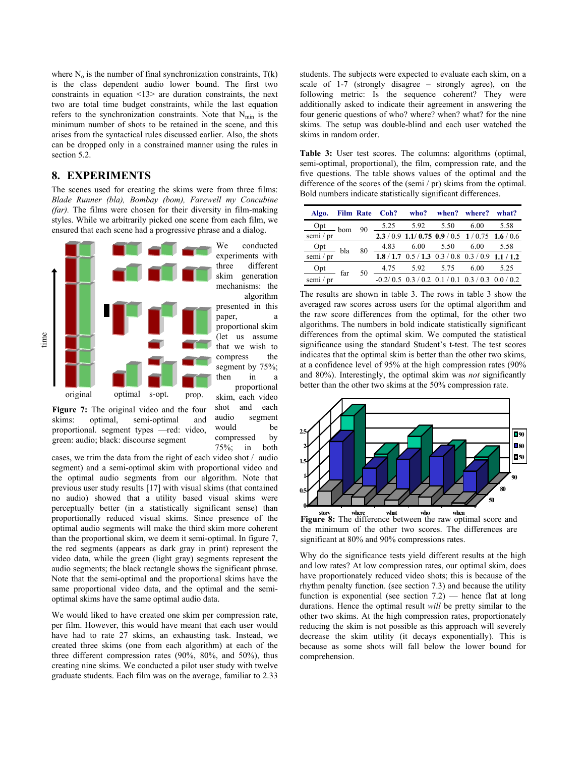where $N_o$ is the number of final synchronization constraints, T(k) is the class dependent audio lower bound. The first two constraints in equation <13> are duration constraints, the next two are total time budget constraints, while the last equation refers to the synchronization constraints. Note that $N_{min}$ is the minimum number of shots to be retained in the scene, and this arises from the syntactical rules discussed earlier. Also, the shots can be dropped only in a constrained manner using the rules in section 5.2.

## 8. EXPERIMENTS

The scenes used for creating the skims were from three films: *Blade Runner (bla), Bombay (bom), Farewell my Concubine (far).* The films were chosen for their diversity in film-making styles. While we arbitrarily picked one scene from each film, we ensured that each scene had a progressive phrase and a dialog.

We conducted experiments with three different skim generation mechanisms: the algorithm presented in this paper, a proportional skim (let us assume that we wish to compress the segment by 75%; then in a proportional skim, each video shot and each audio segment would be compressed by 75%; in both cases, we trim the data from the right of each video shot / audio segment) and a semi-optimal skim with proportional video and the optimal audio segments from our algorithm. Note that previous user study results [17] with visual skims (that contained no audio) showed that a utility based visual skims were perceptually better (in a statistically significant sense) than proportionally reduced visual skims. Since presence of the optimal audio segments will make the third skim more coherent than the proportional skim, we deem it semi-optimal. In figure 7, the red segments (appears as dark gray in print) represent the video data, while the green (light gray) segments represent the audio segments; the black rectangle shows the significant phrase. Note that the semi-optimal and the proportional skims have the same proportional video data, and the optimal and the semi-optimal skims have the same optimal audio data.

**Figure 7:** The original video and the four skims: optimal, semi-optimal and proportional. segment types —red: video, green: audio; black: discourse segment

We would liked to have created one skim per compression rate, per film. However, this would have meant that each user would have had to rate 27 skims, an exhausting task. Instead, we created three skims (one from each algorithm) at each of the three different compression rates (90%, 80%, and 50%), thus creating nine skims. We conducted a pilot user study with twelve graduate students. Each film was on the average, familiar to 2.33 students. The subjects were expected to evaluate each skim, on a scale of 1-7 (strongly disagree – strongly agree), on the following metric: Is the sequence coherent? They were additionally asked to indicate their agreement in answering the four generic questions of who? where? when? what? for the nine skims. The setup was double-blind and each user watched the skims in random order.

**Table 3:** User test scores. The columns: algorithms (optimal, semi-optimal, proportional), the film, compression rate, and the five questions. The table shows values of the optimal and the difference of the scores of the (semi / pr) skims from the optimal. Bold numbers indicate statistically significant differences.

| Algo. | Film | Rate | Coh? | who? | when? | where? | what? |
|---|---|---|---|---|---|---|---|
| Opt | bom | 90 | 5.25 | 5.92 | 5.50 | 6.00 | 5.58 |
| semi / pr | | | **2.3** / 0.9 | **1.1**/ **0.75** | **0.9** / 0.5 | **1** / 0.75 | **1.6** / 0.6 |
| Opt | bla | 80 | 4.83 | 6.00 | 5.50 | 6.00 | 5.58 |
| semi / pr | | | **1.8** / **1.7** | 0.5 / **1.3** | 0.3 / 0.8 | 0.3 / 0.9 | **1.1** / **1.2** |
| Opt | far | 50 | 4.75 | 5.92 | 5.75 | 6.00 | 5.25 |
| semi / pr | | | -0.2/ 0.5 | 0.3 / 0.2 | 0.1 / 0.1 | 0.3 / 0.3 | 0.0 / 0.2 |

The results are shown in table 3. The rows in table 3 show the averaged raw scores across users for the optimal algorithm and the raw score differences from the optimal, for the other two algorithms. The numbers in bold indicate statistically significant differences from the optimal skim. We computed the statistical significance using the standard Student's t-test. The test scores indicates that the optimal skim is better than the other two skims, at a confidence level of 95% at the high compression rates (90% and 80%). Interestingly, the optimal skim was *not* significantly better than the other two skims at the 50% compression rate.

**Figure 8:** The difference between the raw optimal score and the minimum of the other two scores. The differences are significant at 80% and 90% compressions rates.

Why do the significance tests yield different results at the high and low rates? At low compression rates, our optimal skim, does have proportionately reduced video shots; this is because of the rhythm penalty function. (see section 7.3) and because the utility function is exponential (see section 7.2) — hence flat at long durations. Hence the optimal result *will* be pretty similar to the other two skims. At the high compression rates, proportionately reducing the skim is not possible as this approach will severely decrease the skim utility (it decays exponentially). This is because as some shots will fall below the lower bound for comprehension.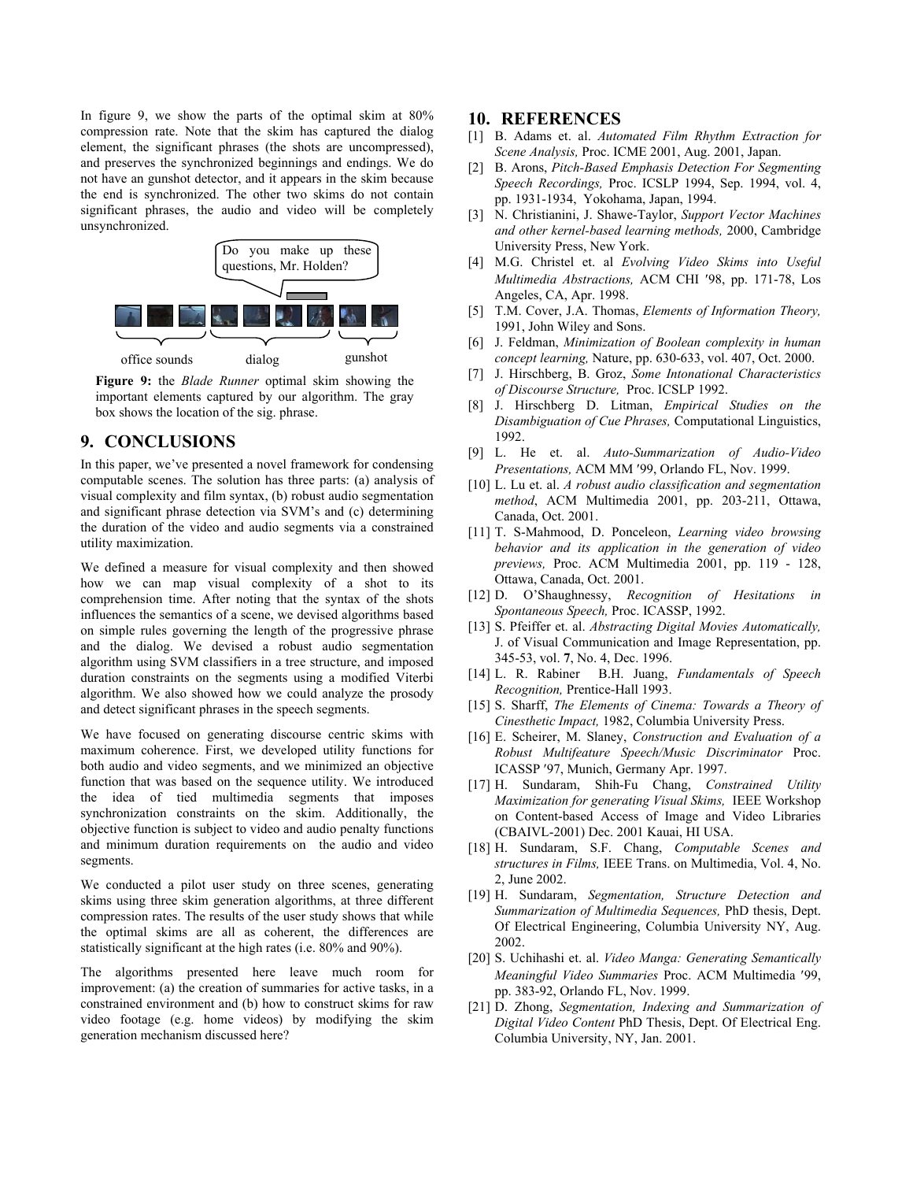In figure 9, we show the parts of the optimal skim at 80% compression rate. Note that the skim has captured the dialog element, the significant phrases (the shots are uncompressed), and preserves the synchronized beginnings and endings. We do not have an gunshot detector, and it appears in the skim because the end is synchronized. The other two skims do not contain significant phrases, the audio and video will be completely unsynchronized.

Do you make up these questions, Mr. Holden?

office sounds

dialog

gunshot

**Figure 9:** the *Blade Runner* optimal skim showing the important elements captured by our algorithm. The gray box shows the location of the sig. phrase.

## 9. CONCLUSIONS

In this paper, we've presented a novel framework for condensing computable scenes. The solution has three parts: (a) analysis of visual complexity and film syntax, (b) robust audio segmentation and significant phrase detection via SVM's and (c) determining the duration of the video and audio segments via a constrained utility maximization.

We defined a measure for visual complexity and then showed how we can map visual complexity of a shot to its comprehension time. After noting that the syntax of the shots influences the semantics of a scene, we devised algorithms based on simple rules governing the length of the progressive phrase and the dialog. We devised a robust audio segmentation algorithm using SVM classifiers in a tree structure, and imposed duration constraints on the segments using a modified Viterbi algorithm. We also showed how we could analyze the prosody and detect significant phrases in the speech segments.

We have focused on generating discourse centric skims with maximum coherence. First, we developed utility functions for both audio and video segments, and we minimized an objective function that was based on the sequence utility. We introduced the idea of tied multimedia segments that imposes synchronization constraints on the skim. Additionally, the objective function is subject to video and audio penalty functions and minimum duration requirements on the audio and video segments.

We conducted a pilot user study on three scenes, generating skims using three skim generation algorithms, at three different compression rates. The results of the user study shows that while the optimal skims are all as coherent, the differences are statistically significant at the high rates (i.e. 80% and 90%).

The algorithms presented here leave much room for improvement: (a) the creation of summaries for active tasks, in a constrained environment and (b) how to construct skims for raw video footage (e.g. home videos) by modifying the skim generation mechanism discussed here?

## 10. REFERENCES

[1] B. Adams et. al. *Automated Film Rhythm Extraction for Scene Analysis,* Proc. ICME 2001, Aug. 2001, Japan.

[2] B. Arons, *Pitch-Based Emphasis Detection For Segmenting Speech Recordings,* Proc. ICSLP 1994, Sep. 1994, vol. 4, pp. 1931-1934, Yokohama, Japan, 1994.

[3] N. Christianini, J. Shawe-Taylor, *Support Vector Machines and other kernel-based learning methods,* 2000, Cambridge University Press, New York.

[4] M.G. Christel et. al *Evolving Video Skims into Useful Multimedia Abstractions,* ACM CHI ′98, pp. 171-78, Los Angeles, CA, Apr. 1998.

[5] T.M. Cover, J.A. Thomas, *Elements of Information Theory,* 1991, John Wiley and Sons.

[6] J. Feldman, *Minimization of Boolean complexity in human concept learning,* Nature, pp. 630-633, vol. 407, Oct. 2000.

[7] J. Hirschberg, B. Groz, *Some Intonational Characteristics of Discourse Structure,* Proc. ICSLP 1992.

[8] J. Hirschberg D. Litman, *Empirical Studies on the Disambiguation of Cue Phrases,* Computational Linguistics, 1992.

[9] L. He et. al. *Auto-Summarization of Audio-Video Presentations,* ACM MM ′99, Orlando FL, Nov. 1999.

[10] L. Lu et. al. *A robust audio classification and segmentation method*, ACM Multimedia 2001, pp. 203-211, Ottawa, Canada, Oct. 2001.

[11] T. S-Mahmood, D. Ponceleon, *Learning video browsing behavior and its application in the generation of video previews,* Proc. ACM Multimedia 2001, pp. 119 - 128, Ottawa, Canada, Oct. 2001.

[12] D. O'Shaughnessy, *Recognition of Hesitations in Spontaneous Speech,* Proc. ICASSP, 1992.

[13] S. Pfeiffer et. al. *Abstracting Digital Movies Automatically,* J. of Visual Communication and Image Representation, pp. 345-53, vol. **7**, No. 4, Dec. 1996.

[14] L. R. Rabiner B.H. Juang, *Fundamentals of Speech Recognition,* Prentice-Hall 1993.

[15] S. Sharff, *The Elements of Cinema: Towards a Theory of Cinesthetic Impact,* 1982, Columbia University Press.

[16] E. Scheirer, M. Slaney, *Construction and Evaluation of a Robust Multifeature Speech/Music Discriminator* Proc. ICASSP ′97, Munich, Germany Apr. 1997.

[17] H. Sundaram, Shih-Fu Chang, *Constrained Utility Maximization for generating Visual Skims,* IEEE Workshop on Content-based Access of Image and Video Libraries (CBAIVL-2001) Dec. 2001 Kauai, HI USA.

[18] H. Sundaram, S.F. Chang, *Computable Scenes and structures in Films,* IEEE Trans. on Multimedia, Vol. 4, No. 2, June 2002.

[19] H. Sundaram, *Segmentation, Structure Detection and Summarization of Multimedia Sequences,* PhD thesis, Dept. Of Electrical Engineering, Columbia University NY, Aug. 2002.

[20] S. Uchihashi et. al. *Video Manga: Generating Semantically Meaningful Video Summaries* Proc. ACM Multimedia ′99, pp. 383-92, Orlando FL, Nov. 1999.

[21] D. Zhong, *Segmentation, Indexing and Summarization of Digital Video Content* PhD Thesis, Dept. Of Electrical Eng. Columbia University, NY, Jan. 2001.